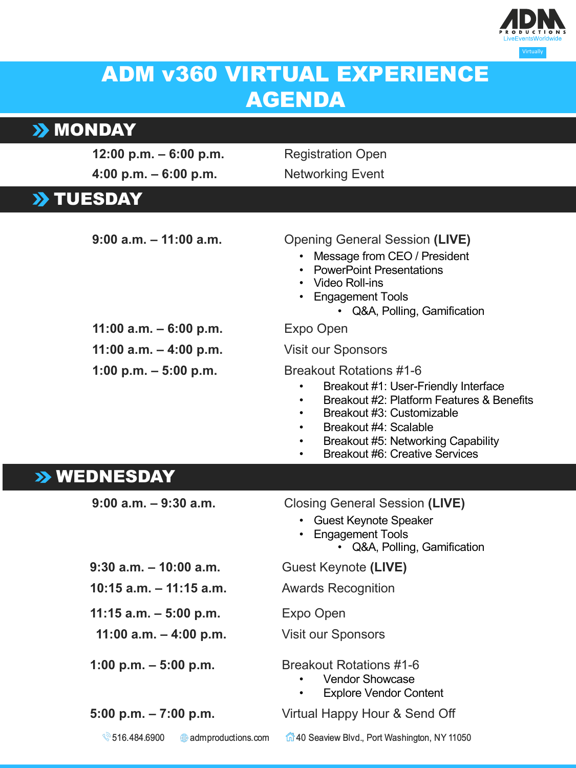ADM PRODUCTIONS LiveEventsWorldwide Virtually

# ADM v360 VIRTUAL EXPERIENCE AGENDA

## MONDAY

| Time | Event |
|---|---|
| **12:00 p.m. – 6:00 p.m.** | Registration Open |
| **4:00 p.m. – 6:00 p.m.** | Networking Event |

## TUESDAY

**9:00 a.m. – 11:00 a.m.** — Opening General Session **(LIVE)**

- Message from CEO / President
- PowerPoint Presentations
- Video Roll-ins
- Engagement Tools
  - Q&A, Polling, Gamification

**11:00 a.m. – 6:00 p.m.** — Expo Open

**11:00 a.m. – 4:00 p.m.** — Visit our Sponsors

**1:00 p.m. – 5:00 p.m.** — Breakout Rotations #1-6

- Breakout #1: User-Friendly Interface
- Breakout #2: Platform Features & Benefits
- Breakout #3: Customizable
- Breakout #4: Scalable
- Breakout #5: Networking Capability
- Breakout #6: Creative Services

## WEDNESDAY

**9:00 a.m. – 9:30 a.m.** — Closing General Session **(LIVE)**

- Guest Keynote Speaker
- Engagement Tools
  - Q&A, Polling, Gamification

**9:30 a.m. – 10:00 a.m.** — Guest Keynote **(LIVE)**

**10:15 a.m. – 11:15 a.m.** — Awards Recognition

**11:15 a.m. – 5:00 p.m.** — Expo Open

**11:00 a.m. – 4:00 p.m.** — Visit our Sponsors

**1:00 p.m. – 5:00 p.m.** — Breakout Rotations #1-6

- Vendor Showcase
- Explore Vendor Content

**5:00 p.m. – 7:00 p.m.** — Virtual Happy Hour & Send Off

516.484.6900 | admproductions.com | 40 Seaview Blvd., Port Washington, NY 11050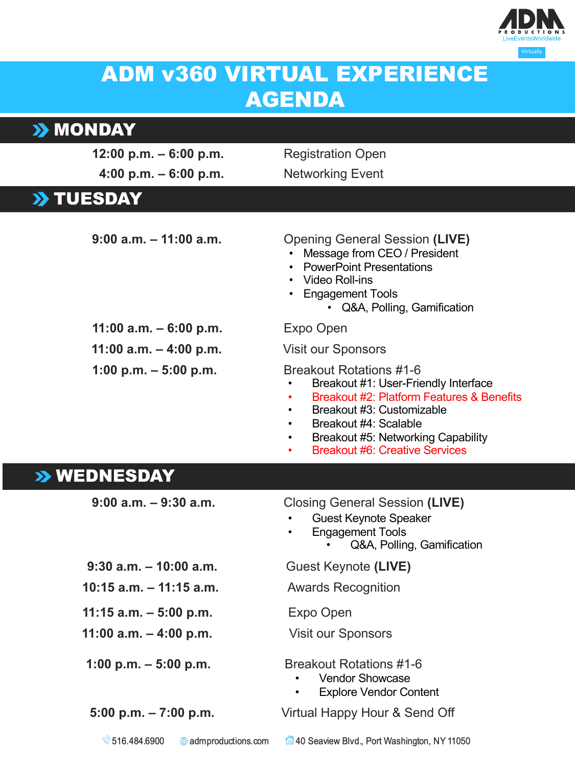ADM PRODUCTIONS
LiveEventsWorldwide
Virtually

# ADM v360 VIRTUAL EXPERIENCE AGENDA

## MONDAY

| | |
|---|---|
| **12:00 p.m. – 6:00 p.m.** | Registration Open |
| **4:00 p.m. – 6:00 p.m.** | Networking Event |

## TUESDAY

**9:00 a.m. – 11:00 a.m.** — Opening General Session **(LIVE)**

- Message from CEO / President
- PowerPoint Presentations
- Video Roll-ins
- Engagement Tools
  - Q&A, Polling, Gamification

**11:00 a.m. – 6:00 p.m.** — Expo Open

**11:00 a.m. – 4:00 p.m.** — Visit our Sponsors

**1:00 p.m. – 5:00 p.m.** — Breakout Rotations #1-6

- Breakout #1: User-Friendly Interface
- Breakout #2: Platform Features & Benefits
- Breakout #3: Customizable
- Breakout #4: Scalable
- Breakout #5: Networking Capability
- Breakout #6: Creative Services

## WEDNESDAY

**9:00 a.m. – 9:30 a.m.** — Closing General Session **(LIVE)**

- Guest Keynote Speaker
- Engagement Tools
  - Q&A, Polling, Gamification

**9:30 a.m. – 10:00 a.m.** — Guest Keynote **(LIVE)**

**10:15 a.m. – 11:15 a.m.** — Awards Recognition

**11:15 a.m. – 5:00 p.m.** — Expo Open

**11:00 a.m. – 4:00 p.m.** — Visit our Sponsors

**1:00 p.m. – 5:00 p.m.** — Breakout Rotations #1-6

- Vendor Showcase
- Explore Vendor Content

**5:00 p.m. – 7:00 p.m.** — Virtual Happy Hour & Send Off

516.484.6900 admproductions.com 40 Seaview Blvd., Port Washington, NY 11050